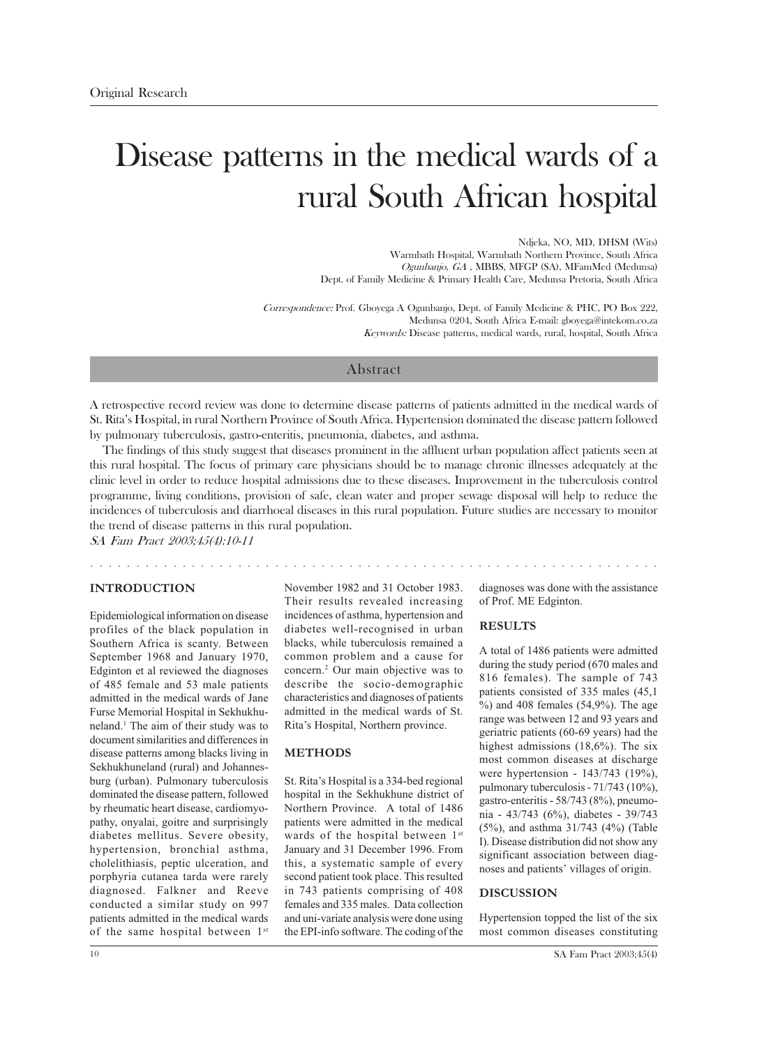Original Research

# Disease patterns in the medical wards of a rural South African hospital

Ndjeka, NO, MD, DHSM (Wits)
Warmbath Hospital, Warmbath Northern Province, South Africa
*Ogunbanjo, GA*, MBBS, MFGP (SA), MFamMed (Medunsa)
Dept. of Family Medicine & Primary Health Care, Medunsa Pretoria, South Africa

*Correspondence:* Prof. Gboyega A Ogunbanjo, Dept. of Family Medicine & PHC, PO Box 222, Medunsa 0204, South Africa E-mail: gboyega@intekom.co.za
*Keywords:* Disease patterns, medical wards, rural, hospital, South Africa

## Abstract

A retrospective record review was done to determine disease patterns of patients admitted in the medical wards of St. Rita's Hospital, in rural Northern Province of South Africa. Hypertension dominated the disease pattern followed by pulmonary tuberculosis, gastro-enteritis, pneumonia, diabetes, and asthma.

The findings of this study suggest that diseases prominent in the affluent urban population affect patients seen at this rural hospital. The focus of primary care physicians should be to manage chronic illnesses adequately at the clinic level in order to reduce hospital admissions due to these diseases. Improvement in the tuberculosis control programme, living conditions, provision of safe, clean water and proper sewage disposal will help to reduce the incidences of tuberculosis and diarrhoeal diseases in this rural population. Future studies are necessary to monitor the trend of disease patterns in this rural population.

*SA Fam Pract 2003;45(4):10-11*

## INTRODUCTION

Epidemiological information on disease profiles of the black population in Southern Africa is scanty. Between September 1968 and January 1970, Edginton et al reviewed the diagnoses of 485 female and 53 male patients admitted in the medical wards of Jane Furse Memorial Hospital in Sekhukhuneland.[1] The aim of their study was to document similarities and differences in disease patterns among blacks living in Sekhukhuneland (rural) and Johannesburg (urban). Pulmonary tuberculosis dominated the disease pattern, followed by rheumatic heart disease, cardiomyopathy, onyalai, goitre and surprisingly diabetes mellitus. Severe obesity, hypertension, bronchial asthma, cholelithiasis, peptic ulceration, and porphyria cutanea tarda were rarely diagnosed. Falkner and Reeve conducted a similar study on 997 patients admitted in the medical wards of the same hospital between 1[st] November 1982 and 31 October 1983. Their results revealed increasing incidences of asthma, hypertension and diabetes well-recognised in urban blacks, while tuberculosis remained a common problem and a cause for concern.[2] Our main objective was to describe the socio-demographic characteristics and diagnoses of patients admitted in the medical wards of St. Rita's Hospital, Northern province.

## METHODS

St. Rita's Hospital is a 334-bed regional hospital in the Sekhukhune district of Northern Province. A total of 1486 patients were admitted in the medical wards of the hospital between 1[st] January and 31 December 1996. From this, a systematic sample of every second patient took place. This resulted in 743 patients comprising of 408 females and 335 males. Data collection and uni-variate analysis were done using the EPI-info software. The coding of the diagnoses was done with the assistance of Prof. ME Edgington.

## RESULTS

A total of 1486 patients were admitted during the study period (670 males and 816 females). The sample of 743 patients consisted of 335 males (45,1 %) and 408 females (54,9%). The age range was between 12 and 93 years and geriatric patients (60-69 years) had the highest admissions (18,6%). The six most common diseases at discharge were hypertension - 143/743 (19%), pulmonary tuberculosis - 71/743 (10%), gastro-enteritis - 58/743 (8%), pneumonia - 43/743 (6%), diabetes - 39/743 (5%), and asthma 31/743 (4%) (Table I). Disease distribution did not show any significant association between diagnoses and patients' villages of origin.

## DISCUSSION

Hypertension topped the list of the six most common diseases constituting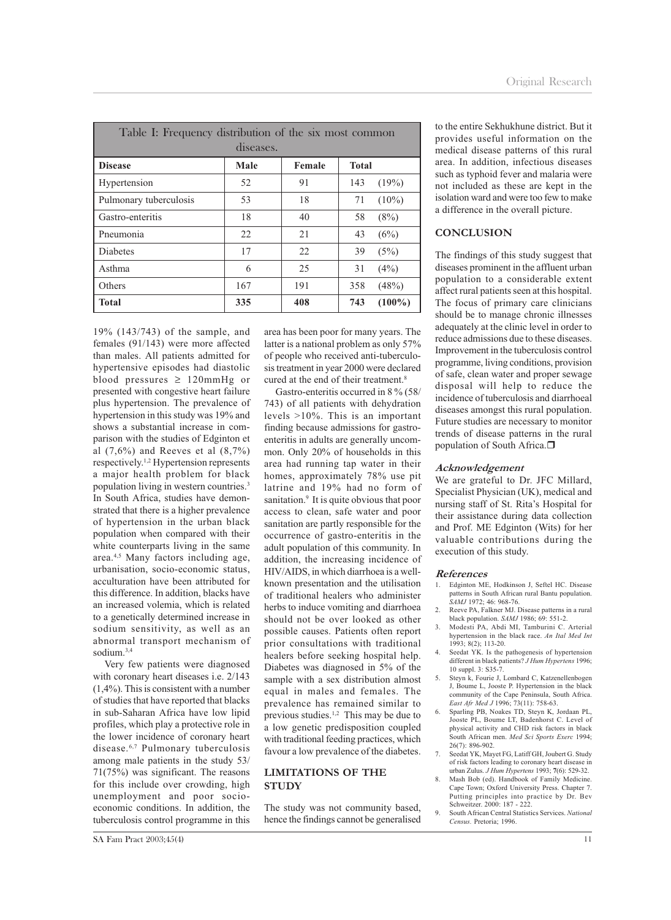Table I: Frequency distribution of the six most common diseases.

| Disease | Male | Female | Total |
|---|---|---|---|
| Hypertension | 52 | 91 | 143 (19%) |
| Pulmonary tuberculosis | 53 | 18 | 71 (10%) |
| Gastro-enteritis | 18 | 40 | 58 (8%) |
| Pneumonia | 22 | 21 | 43 (6%) |
| Diabetes | 17 | 22 | 39 (5%) |
| Asthma | 6 | 25 | 31 (4%) |
| Others | 167 | 191 | 358 (48%) |
| **Total** | **335** | **408** | **743 (100%)** |

19% (143/743) of the sample, and females (91/143) were more affected than males. All patients admitted for hypertensive episodes had diastolic blood pressures $\geq$ 120mmHg or presented with congestive heart failure plus hypertension. The prevalence of hypertension in this study was 19% and shows a substantial increase in comparison with the studies of Edginton et al (7,6%) and Reeves et al (8,7%) respectively.[1,2] Hypertension represents a major health problem for black population living in western countries.[3] In South Africa, studies have demonstrated that there is a higher prevalence of hypertension in the urban black population when compared with their white counterparts living in the same area.[4,5] Many factors including age, urbanisation, socio-economic status, acculturation have been attributed for this difference. In addition, blacks have an increased volemia, which is related to a genetically determined increase in sodium sensitivity, as well as an abnormal transport mechanism of sodium.[3,4]

Very few patients were diagnosed with coronary heart diseases i.e. 2/143 (1,4%). This is consistent with a number of studies that have reported that blacks in sub-Saharan Africa have low lipid profiles, which play a protective role in the lower incidence of coronary heart disease.[6,7] Pulmonary tuberculosis among male patients in the study 53/71(75%) was significant. The reasons for this include over crowding, high unemployment and poor socio-economic conditions. In addition, the tuberculosis control programme in this area has been poor for many years. The latter is a national problem as only 57% of people who received anti-tuberculosis treatment in year 2000 were declared cured at the end of their treatment.[8]

Gastro-enteritis occurred in 8 % (58/743) of all patients with dehydration levels >10%. This is an important finding because admissions for gastro-enteritis in adults are generally uncommon. Only 20% of households in this area had running tap water in their homes, approximately 78% use pit latrine and 19% had no form of sanitation.[9] It is quite obvious that poor access to clean, safe water and poor sanitation are partly responsible for the occurrence of gastro-enteritis in the adult population of this community. In addition, the increasing incidence of HIV/AIDS, in which diarrhoea is a well-known presentation and the utilisation of traditional healers who administer herbs to induce vomiting and diarrhoea should not be over looked as other possible causes. Patients often report prior consultations with traditional healers before seeking hospital help. Diabetes was diagnosed in 5% of the sample with a sex distribution almost equal in males and females. The prevalence has remained similar to previous studies.[1,2] This may be due to a low genetic predisposition coupled with traditional feeding practices, which favour a low prevalence of the diabetes.

## LIMITATIONS OF THE STUDY

The study was not community based, hence the findings cannot be generalised to the entire Sekhukhune district. But it provides useful information on the medical disease patterns of this rural area. In addition, infectious diseases such as typhoid fever and malaria were not included as these are kept in the isolation ward and were too few to make a difference in the overall picture.

## CONCLUSION

The findings of this study suggest that diseases prominent in the affluent urban population to a considerable extent affect rural patients seen at this hospital. The focus of primary care clinicians should be to manage chronic illnesses adequately at the clinic level in order to reduce admissions due to these diseases. Improvement in the tuberculosis control programme, living conditions, provision of safe, clean water and proper sewage disposal will help to reduce the incidence of tuberculosis and diarrhoeal diseases amongst this rural population. Future studies are necessary to monitor trends of disease patterns in the rural population of South Africa.❒

### *Acknowledgement*

We are grateful to Dr. JFC Millard, Specialist Physician (UK), medical and nursing staff of St. Rita's Hospital for their assistance during data collection and Prof. ME Edginton (Wits) for her valuable contributions during the execution of this study.

### *References*

1. Edginton ME, Hodkinson J, Seftel HC. Disease patterns in South African rural Bantu population. *SAMJ* 1972; 46: 968-76.
2. Reeve PA, Falkner MJ. Disease patterns in a rural black population. *SAMJ* 1986; 69: 551-2.
3. Modesti PA, Abdi MI, Tamburini C. Arterial hypertension in the black race. *An Ital Med Int* 1993; 8(2); 113-20.
4. Seedat YK. Is the pathogenesis of hypertension different in black patients? *J Hum Hypertens* 1996; 10 suppl. 3: S35-7.
5. Steyn k, Fourie J, Lombard C, Katzenellenbogen J, Boume L, Jooste P. Hypertension in the black community of the Cape Peninsula, South Africa. *East Afr Med J* 1996; 73(11): 758-63.
6. Sparling PB, Noakes TD, Steyn K, Jordaan PL, Jooste PL, Boume LT, Badenhorst C. Level of physical activity and CHD risk factors in black South African men. *Med Sci Sports Exerc* 1994; 26(7): 896-902.
7. Seedat YK, Mayet FG, Latiff GH, Joubert G. Study of risk factors leading to coronary heart disease in urban Zulus. *J Hum Hypertens* 1993; 7(6): 529-32.
8. Mash Bob (ed). Handbook of Family Medicine. Cape Town; Oxford University Press. Chapter 7. Putting principles into practice by Dr. Bev Schweitzer. 2000: 187 - 222.
9. South African Central Statistics Services. *National Census.* Pretoria; 1996.